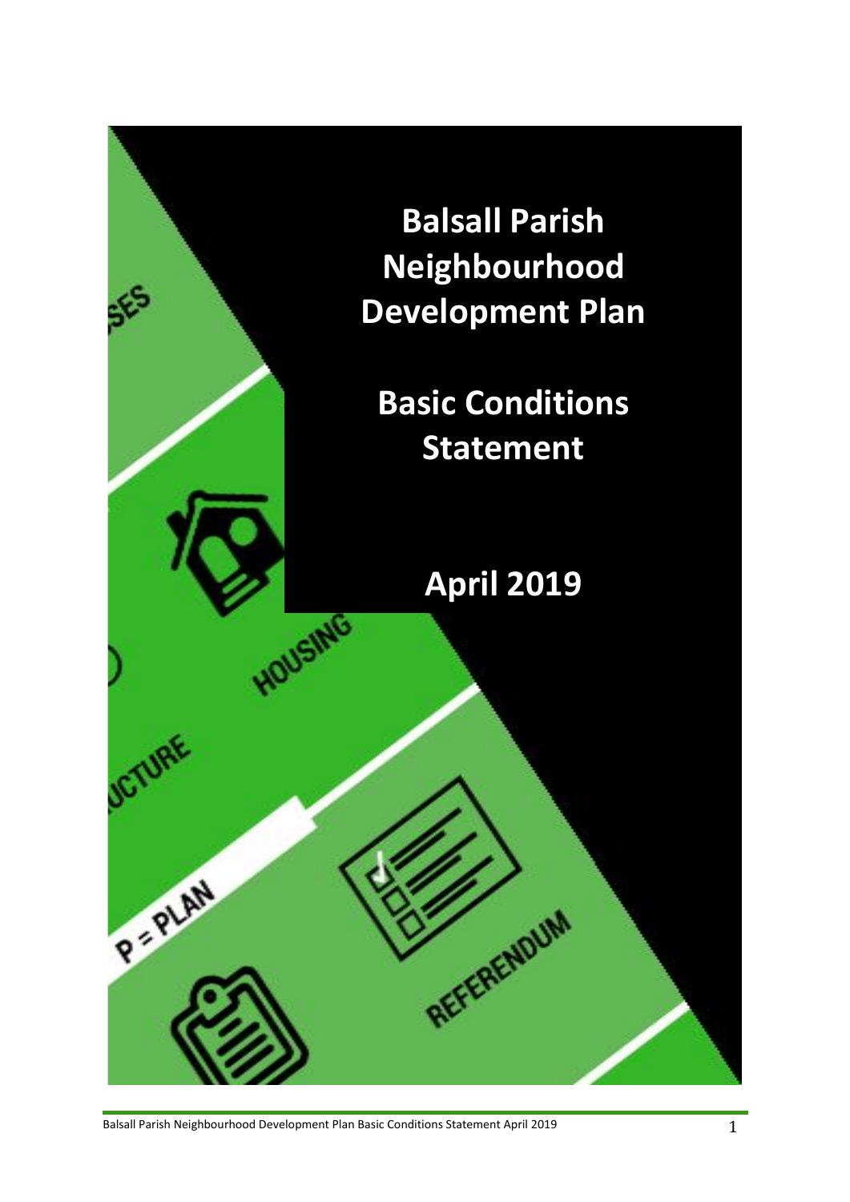# Balsall Parish Neighbourhood Development Plan

## Basic Conditions Statement

## April 2019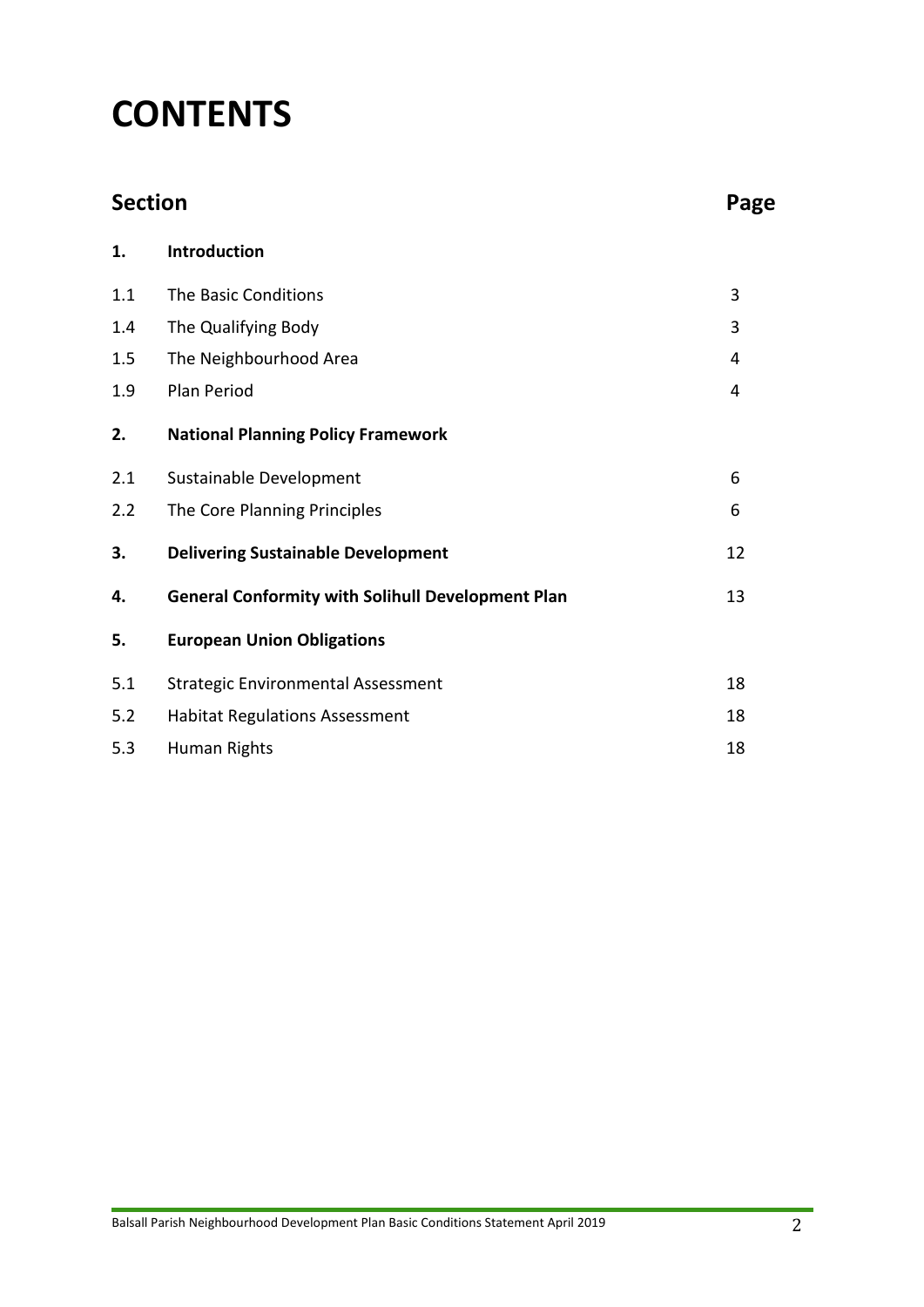# CONTENTS

| Section | | Page |
|---|---|---|
| **1.** | **Introduction** | |
| 1.1 | The Basic Conditions | 3 |
| 1.4 | The Qualifying Body | 3 |
| 1.5 | The Neighbourhood Area | 4 |
| 1.9 | Plan Period | 4 |
| **2.** | **National Planning Policy Framework** | |
| 2.1 | Sustainable Development | 6 |
| 2.2 | The Core Planning Principles | 6 |
| **3.** | **Delivering Sustainable Development** | 12 |
| **4.** | **General Conformity with Solihull Development Plan** | 13 |
| **5.** | **European Union Obligations** | |
| 5.1 | Strategic Environmental Assessment | 18 |
| 5.2 | Habitat Regulations Assessment | 18 |
| 5.3 | Human Rights | 18 |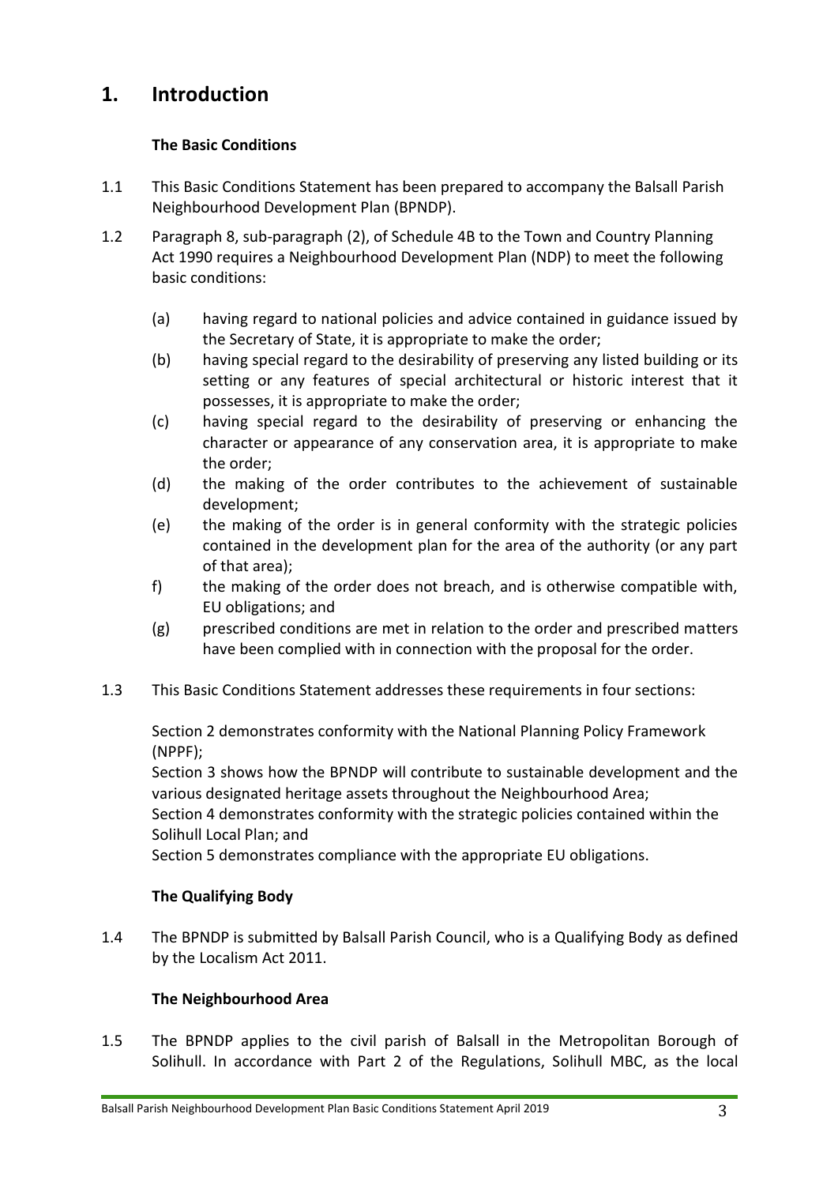# 1. Introduction

### The Basic Conditions

1.1 This Basic Conditions Statement has been prepared to accompany the Balsall Parish Neighbourhood Development Plan (BPNDP).

1.2 Paragraph 8, sub-paragraph (2), of Schedule 4B to the Town and Country Planning Act 1990 requires a Neighbourhood Development Plan (NDP) to meet the following basic conditions:

(a) having regard to national policies and advice contained in guidance issued by the Secretary of State, it is appropriate to make the order;

(b) having special regard to the desirability of preserving any listed building or its setting or any features of special architectural or historic interest that it possesses, it is appropriate to make the order;

(c) having special regard to the desirability of preserving or enhancing the character or appearance of any conservation area, it is appropriate to make the order;

(d) the making of the order contributes to the achievement of sustainable development;

(e) the making of the order is in general conformity with the strategic policies contained in the development plan for the area of the authority (or any part of that area);

f) the making of the order does not breach, and is otherwise compatible with, EU obligations; and

(g) prescribed conditions are met in relation to the order and prescribed matters have been complied with in connection with the proposal for the order.

1.3 This Basic Conditions Statement addresses these requirements in four sections:

Section 2 demonstrates conformity with the National Planning Policy Framework (NPPF);

Section 3 shows how the BPNDP will contribute to sustainable development and the various designated heritage assets throughout the Neighbourhood Area;

Section 4 demonstrates conformity with the strategic policies contained within the Solihull Local Plan; and

Section 5 demonstrates compliance with the appropriate EU obligations.

### The Qualifying Body

1.4 The BPNDP is submitted by Balsall Parish Council, who is a Qualifying Body as defined by the Localism Act 2011.

### The Neighbourhood Area

1.5 The BPNDP applies to the civil parish of Balsall in the Metropolitan Borough of Solihull. In accordance with Part 2 of the Regulations, Solihull MBC, as the local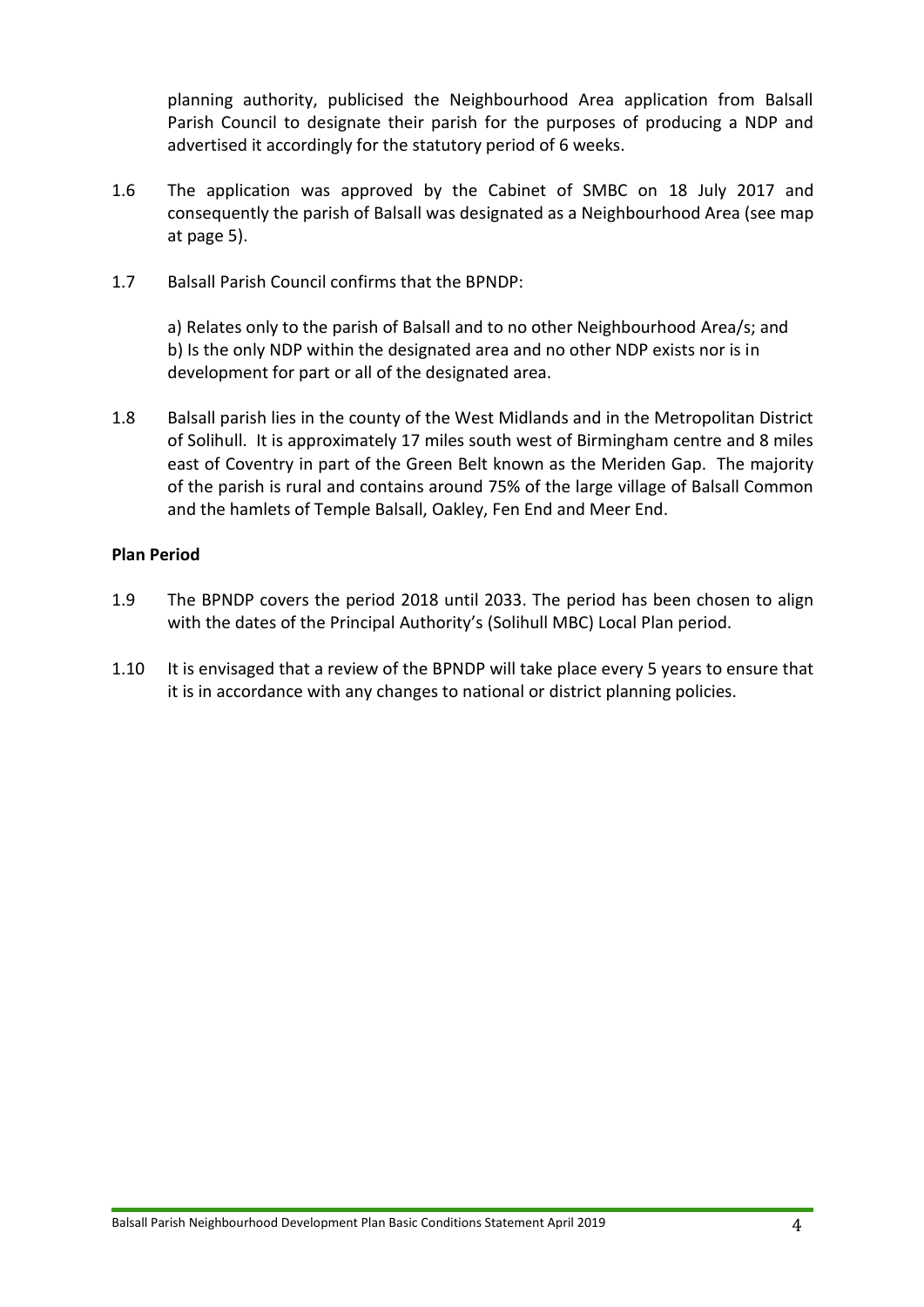planning authority, publicised the Neighbourhood Area application from Balsall Parish Council to designate their parish for the purposes of producing a NDP and advertised it accordingly for the statutory period of 6 weeks.

1.6 The application was approved by the Cabinet of SMBC on 18 July 2017 and consequently the parish of Balsall was designated as a Neighbourhood Area (see map at page 5).

1.7 Balsall Parish Council confirms that the BPNDP:

a) Relates only to the parish of Balsall and to no other Neighbourhood Area/s; and
b) Is the only NDP within the designated area and no other NDP exists nor is in development for part or all of the designated area.

1.8 Balsall parish lies in the county of the West Midlands and in the Metropolitan District of Solihull. It is approximately 17 miles south west of Birmingham centre and 8 miles east of Coventry in part of the Green Belt known as the Meriden Gap. The majority of the parish is rural and contains around 75% of the large village of Balsall Common and the hamlets of Temple Balsall, Oakley, Fen End and Meer End.

**Plan Period**

1.9 The BPNDP covers the period 2018 until 2033. The period has been chosen to align with the dates of the Principal Authority's (Solihull MBC) Local Plan period.

1.10 It is envisaged that a review of the BPNDP will take place every 5 years to ensure that it is in accordance with any changes to national or district planning policies.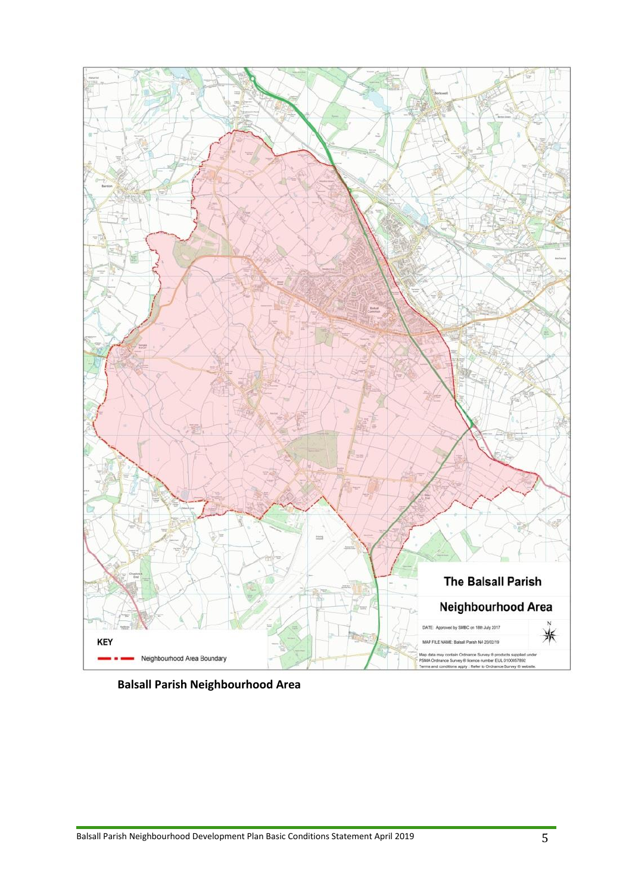**Balsall Parish Neighbourhood Area**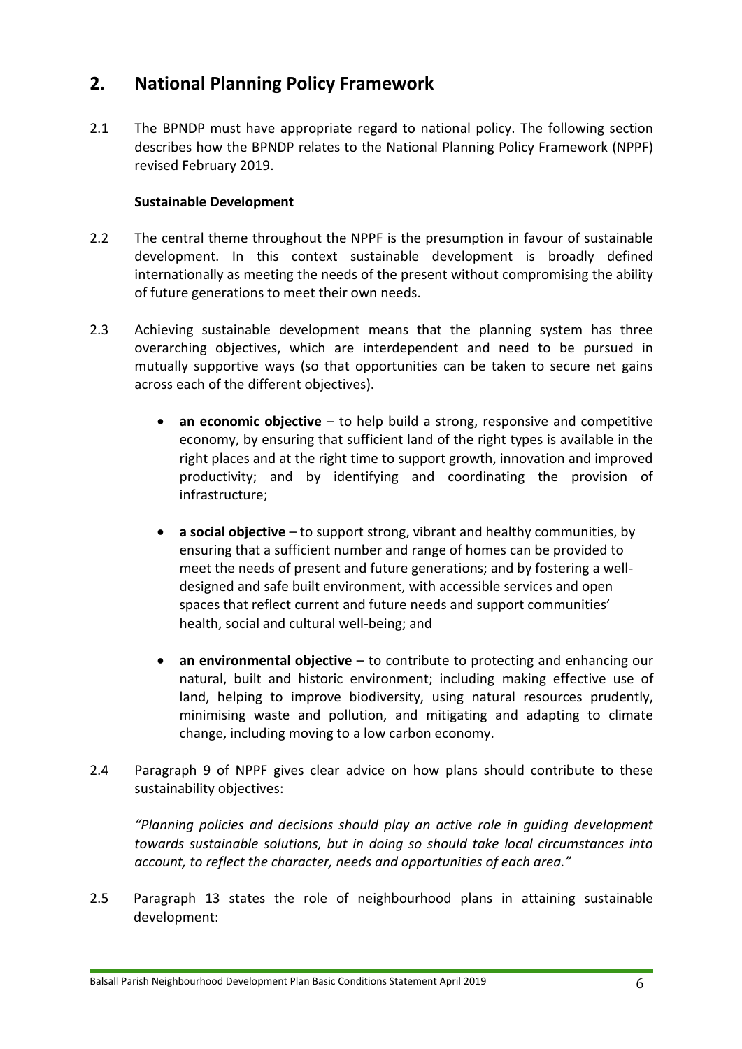## 2. National Planning Policy Framework

2.1 The BPNDP must have appropriate regard to national policy. The following section describes how the BPNDP relates to the National Planning Policy Framework (NPPF) revised February 2019.

**Sustainable Development**

2.2 The central theme throughout the NPPF is the presumption in favour of sustainable development. In this context sustainable development is broadly defined internationally as meeting the needs of the present without compromising the ability of future generations to meet their own needs.

2.3 Achieving sustainable development means that the planning system has three overarching objectives, which are interdependent and need to be pursued in mutually supportive ways (so that opportunities can be taken to secure net gains across each of the different objectives).

- **an economic objective** – to help build a strong, responsive and competitive economy, by ensuring that sufficient land of the right types is available in the right places and at the right time to support growth, innovation and improved productivity; and by identifying and coordinating the provision of infrastructure;
- **a social objective** – to support strong, vibrant and healthy communities, by ensuring that a sufficient number and range of homes can be provided to meet the needs of present and future generations; and by fostering a well-designed and safe built environment, with accessible services and open spaces that reflect current and future needs and support communities' health, social and cultural well-being; and
- **an environmental objective** – to contribute to protecting and enhancing our natural, built and historic environment; including making effective use of land, helping to improve biodiversity, using natural resources prudently, minimising waste and pollution, and mitigating and adapting to climate change, including moving to a low carbon economy.

2.4 Paragraph 9 of NPPF gives clear advice on how plans should contribute to these sustainability objectives:

*"Planning policies and decisions should play an active role in guiding development towards sustainable solutions, but in doing so should take local circumstances into account, to reflect the character, needs and opportunities of each area."*

2.5 Paragraph 13 states the role of neighbourhood plans in attaining sustainable development: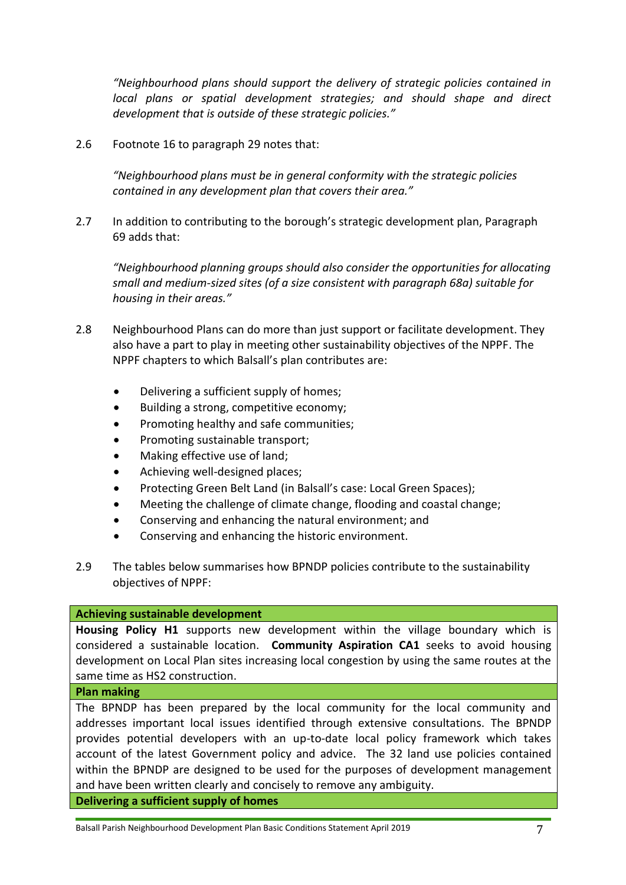*"Neighbourhood plans should support the delivery of strategic policies contained in local plans or spatial development strategies; and should shape and direct development that is outside of these strategic policies."*

2.6 Footnote 16 to paragraph 29 notes that:

*"Neighbourhood plans must be in general conformity with the strategic policies contained in any development plan that covers their area."*

2.7 In addition to contributing to the borough's strategic development plan, Paragraph 69 adds that:

*"Neighbourhood planning groups should also consider the opportunities for allocating small and medium-sized sites (of a size consistent with paragraph 68a) suitable for housing in their areas."*

2.8 Neighbourhood Plans can do more than just support or facilitate development. They also have a part to play in meeting other sustainability objectives of the NPPF. The NPPF chapters to which Balsall's plan contributes are:

- Delivering a sufficient supply of homes;
- Building a strong, competitive economy;
- Promoting healthy and safe communities;
- Promoting sustainable transport;
- Making effective use of land;
- Achieving well-designed places;
- Protecting Green Belt Land (in Balsall's case: Local Green Spaces);
- Meeting the challenge of climate change, flooding and coastal change;
- Conserving and enhancing the natural environment; and
- Conserving and enhancing the historic environment.

2.9 The tables below summarises how BPNDP policies contribute to the sustainability objectives of NPPF:

| **Achieving sustainable development** |
|---|
| **Housing Policy H1** supports new development within the village boundary which is considered a sustainable location. **Community Aspiration CA1** seeks to avoid housing development on Local Plan sites increasing local congestion by using the same routes at the same time as HS2 construction. |
| **Plan making** |
| The BPNDP has been prepared by the local community for the local community and addresses important local issues identified through extensive consultations. The BPNDP provides potential developers with an up-to-date local policy framework which takes account of the latest Government policy and advice. The 32 land use policies contained within the BPNDP are designed to be used for the purposes of development management and have been written clearly and concisely to remove any ambiguity. |
| **Delivering a sufficient supply of homes** |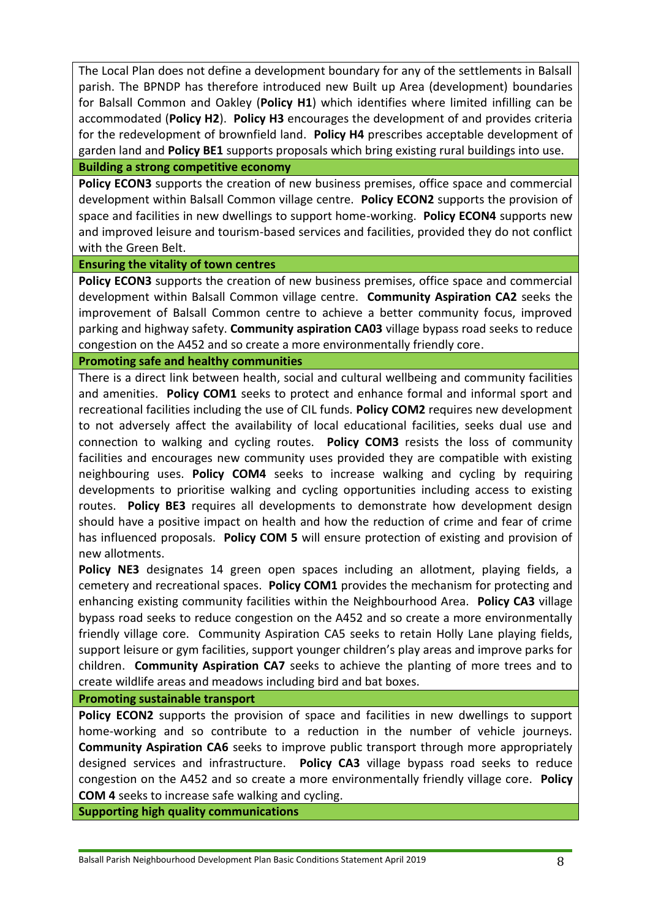| |
|---|
| The Local Plan does not define a development boundary for any of the settlements in Balsall parish. The BPNDP has therefore introduced new Built up Area (development) boundaries for Balsall Common and Oakley (**Policy H1**) which identifies where limited infilling can be accommodated (**Policy H2**). **Policy H3** encourages the development of and provides criteria for the redevelopment of brownfield land. **Policy H4** prescribes acceptable development of garden land and **Policy BE1** supports proposals which bring existing rural buildings into use. |
| **Building a strong competitive economy** |
| **Policy ECON3** supports the creation of new business premises, office space and commercial development within Balsall Common village centre. **Policy ECON2** supports the provision of space and facilities in new dwellings to support home-working. **Policy ECON4** supports new and improved leisure and tourism-based services and facilities, provided they do not conflict with the Green Belt. |
| **Ensuring the vitality of town centres** |
| **Policy ECON3** supports the creation of new business premises, office space and commercial development within Balsall Common village centre. **Community Aspiration CA2** seeks the improvement of Balsall Common centre to achieve a better community focus, improved parking and highway safety. **Community aspiration CA03** village bypass road seeks to reduce congestion on the A452 and so create a more environmentally friendly core. |
| **Promoting safe and healthy communities** |
| There is a direct link between health, social and cultural wellbeing and community facilities and amenities. **Policy COM1** seeks to protect and enhance formal and informal sport and recreational facilities including the use of CIL funds. **Policy COM2** requires new development to not adversely affect the availability of local educational facilities, seeks dual use and connection to walking and cycling routes. **Policy COM3** resists the loss of community facilities and encourages new community uses provided they are compatible with existing neighbouring uses. **Policy COM4** seeks to increase walking and cycling by requiring developments to prioritise walking and cycling opportunities including access to existing routes. **Policy BE3** requires all developments to demonstrate how development design should have a positive impact on health and how the reduction of crime and fear of crime has influenced proposals. **Policy COM 5** will ensure protection of existing and provision of new allotments.<br>**Policy NE3** designates 14 green open spaces including an allotment, playing fields, a cemetery and recreational spaces. **Policy COM1** provides the mechanism for protecting and enhancing existing community facilities within the Neighbourhood Area. **Policy CA3** village bypass road seeks to reduce congestion on the A452 and so create a more environmentally friendly village core. Community Aspiration CA5 seeks to retain Holly Lane playing fields, support leisure or gym facilities, support younger children's play areas and improve parks for children. **Community Aspiration CA7** seeks to achieve the planting of more trees and to create wildlife areas and meadows including bird and bat boxes. |
| **Promoting sustainable transport** |
| **Policy ECON2** supports the provision of space and facilities in new dwellings to support home-working and so contribute to a reduction in the number of vehicle journeys. **Community Aspiration CA6** seeks to improve public transport through more appropriately designed services and infrastructure. **Policy CA3** village bypass road seeks to reduce congestion on the A452 and so create a more environmentally friendly village core. **Policy COM 4** seeks to increase safe walking and cycling. |
| **Supporting high quality communications** |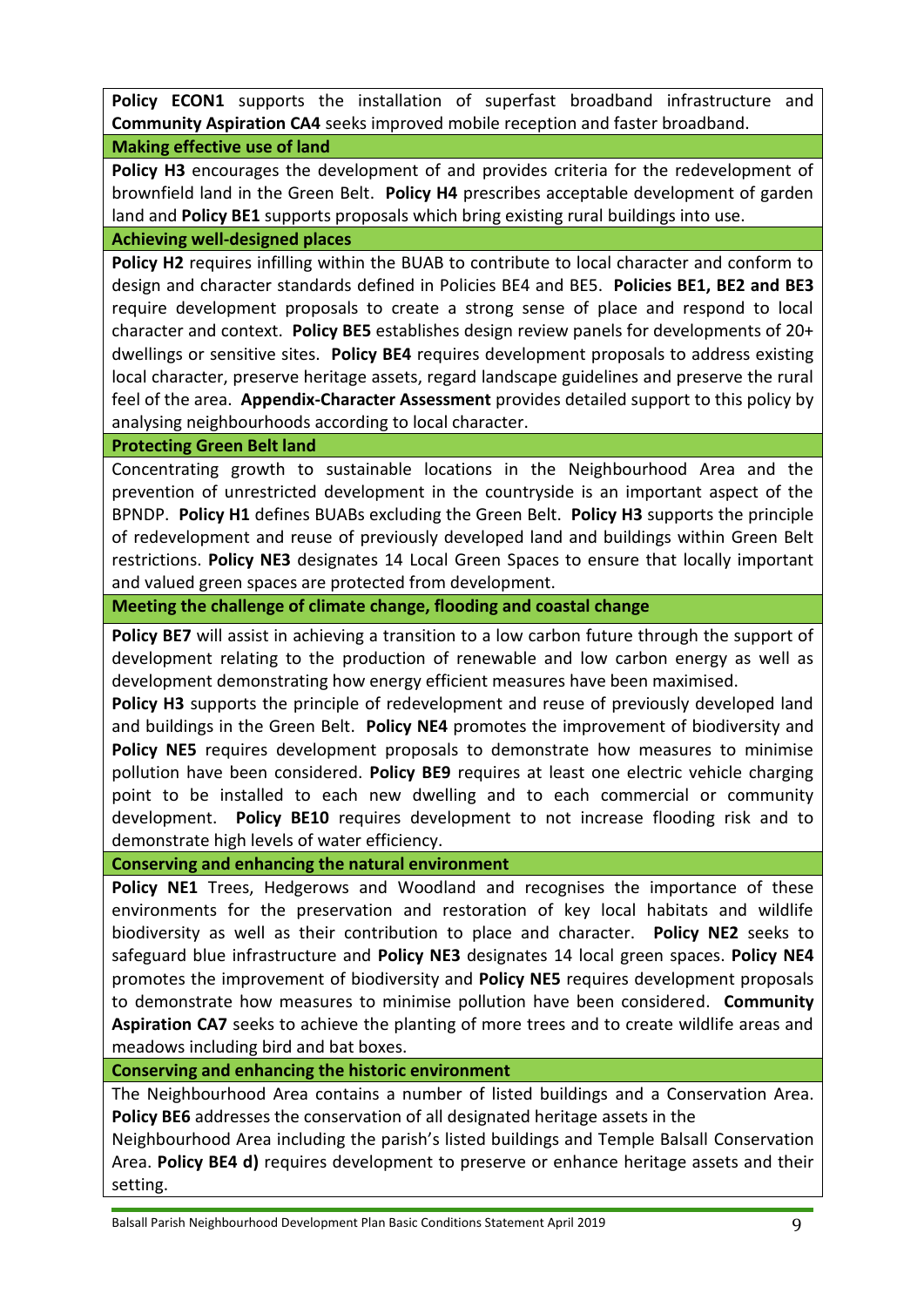| |
|---|
| **Policy ECON1** supports the installation of superfast broadband infrastructure and **Community Aspiration CA4** seeks improved mobile reception and faster broadband. |
| **Making effective use of land** |
| **Policy H3** encourages the development of and provides criteria for the redevelopment of brownfield land in the Green Belt. **Policy H4** prescribes acceptable development of garden land and **Policy BE1** supports proposals which bring existing rural buildings into use. |
| **Achieving well-designed places** |
| **Policy H2** requires infilling within the BUAB to contribute to local character and conform to design and character standards defined in Policies BE4 and BE5. **Policies BE1, BE2 and BE3** require development proposals to create a strong sense of place and respond to local character and context. **Policy BE5** establishes design review panels for developments of 20+ dwellings or sensitive sites. **Policy BE4** requires development proposals to address existing local character, preserve heritage assets, regard landscape guidelines and preserve the rural feel of the area. **Appendix-Character Assessment** provides detailed support to this policy by analysing neighbourhoods according to local character. |
| **Protecting Green Belt land** |
| Concentrating growth to sustainable locations in the Neighbourhood Area and the prevention of unrestricted development in the countryside is an important aspect of the BPNDP. **Policy H1** defines BUABs excluding the Green Belt. **Policy H3** supports the principle of redevelopment and reuse of previously developed land and buildings within Green Belt restrictions. **Policy NE3** designates 14 Local Green Spaces to ensure that locally important and valued green spaces are protected from development. |
| **Meeting the challenge of climate change, flooding and coastal change** |
| **Policy BE7** will assist in achieving a transition to a low carbon future through the support of development relating to the production of renewable and low carbon energy as well as development demonstrating how energy efficient measures have been maximised. **Policy H3** supports the principle of redevelopment and reuse of previously developed land and buildings in the Green Belt. **Policy NE4** promotes the improvement of biodiversity and **Policy NE5** requires development proposals to demonstrate how measures to minimise pollution have been considered. **Policy BE9** requires at least one electric vehicle charging point to be installed to each new dwelling and to each commercial or community development. **Policy BE10** requires development to not increase flooding risk and to demonstrate high levels of water efficiency. |
| **Conserving and enhancing the natural environment** |
| **Policy NE1** Trees, Hedgerows and Woodland and recognises the importance of these environments for the preservation and restoration of key local habitats and wildlife biodiversity as well as their contribution to place and character. **Policy NE2** seeks to safeguard blue infrastructure and **Policy NE3** designates 14 local green spaces. **Policy NE4** promotes the improvement of biodiversity and **Policy NE5** requires development proposals to demonstrate how measures to minimise pollution have been considered. **Community Aspiration CA7** seeks to achieve the planting of more trees and to create wildlife areas and meadows including bird and bat boxes. |
| **Conserving and enhancing the historic environment** |
| The Neighbourhood Area contains a number of listed buildings and a Conservation Area. **Policy BE6** addresses the conservation of all designated heritage assets in the Neighbourhood Area including the parish's listed buildings and Temple Balsall Conservation Area. **Policy BE4 d)** requires development to preserve or enhance heritage assets and their setting. |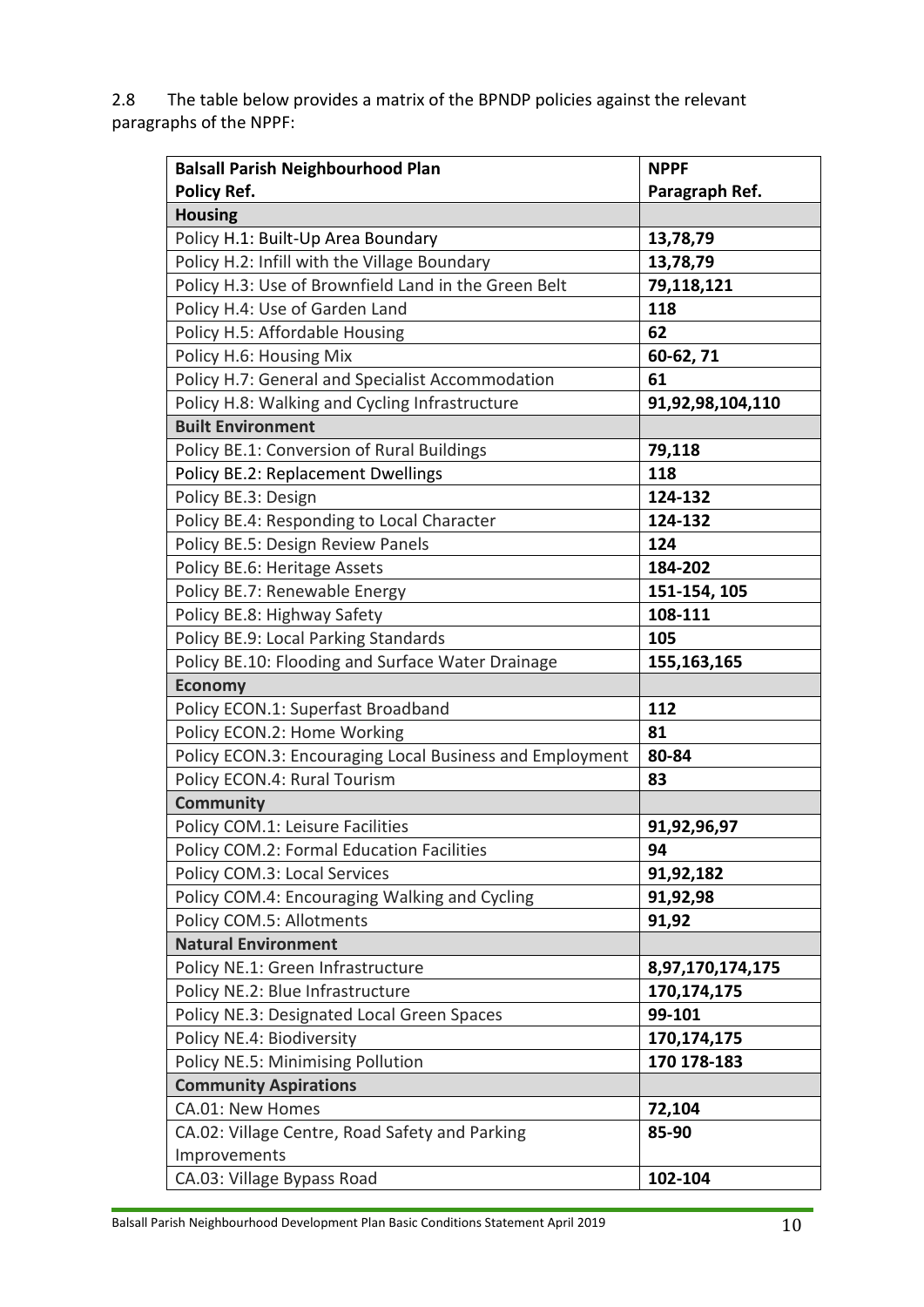2.8 The table below provides a matrix of the BPNDP policies against the relevant paragraphs of the NPPF:

| **Balsall Parish Neighbourhood Plan Policy Ref.** | **NPPF Paragraph Ref.** |
|---|---|
| **Housing** | |
| Policy H.1: Built-Up Area Boundary | **13,78,79** |
| Policy H.2: Infill with the Village Boundary | **13,78,79** |
| Policy H.3: Use of Brownfield Land in the Green Belt | **79,118,121** |
| Policy H.4: Use of Garden Land | **118** |
| Policy H.5: Affordable Housing | **62** |
| Policy H.6: Housing Mix | **60-62, 71** |
| Policy H.7: General and Specialist Accommodation | **61** |
| Policy H.8: Walking and Cycling Infrastructure | **91,92,98,104,110** |
| **Built Environment** | |
| Policy BE.1: Conversion of Rural Buildings | **79,118** |
| Policy BE.2: Replacement Dwellings | **118** |
| Policy BE.3: Design | **124-132** |
| Policy BE.4: Responding to Local Character | **124-132** |
| Policy BE.5: Design Review Panels | **124** |
| Policy BE.6: Heritage Assets | **184-202** |
| Policy BE.7: Renewable Energy | **151-154, 105** |
| Policy BE.8: Highway Safety | **108-111** |
| Policy BE.9: Local Parking Standards | **105** |
| Policy BE.10: Flooding and Surface Water Drainage | **155,163,165** |
| **Economy** | |
| Policy ECON.1: Superfast Broadband | **112** |
| Policy ECON.2: Home Working | **81** |
| Policy ECON.3: Encouraging Local Business and Employment | **80-84** |
| Policy ECON.4: Rural Tourism | **83** |
| **Community** | |
| Policy COM.1: Leisure Facilities | **91,92,96,97** |
| Policy COM.2: Formal Education Facilities | **94** |
| Policy COM.3: Local Services | **91,92,182** |
| Policy COM.4: Encouraging Walking and Cycling | **91,92,98** |
| Policy COM.5: Allotments | **91,92** |
| **Natural Environment** | |
| Policy NE.1: Green Infrastructure | **8,97,170,174,175** |
| Policy NE.2: Blue Infrastructure | **170,174,175** |
| Policy NE.3: Designated Local Green Spaces | **99-101** |
| Policy NE.4: Biodiversity | **170,174,175** |
| Policy NE.5: Minimising Pollution | **170 178-183** |
| **Community Aspirations** | |
| CA.01: New Homes | **72,104** |
| CA.02: Village Centre, Road Safety and Parking Improvements | **85-90** |
| CA.03: Village Bypass Road | **102-104** |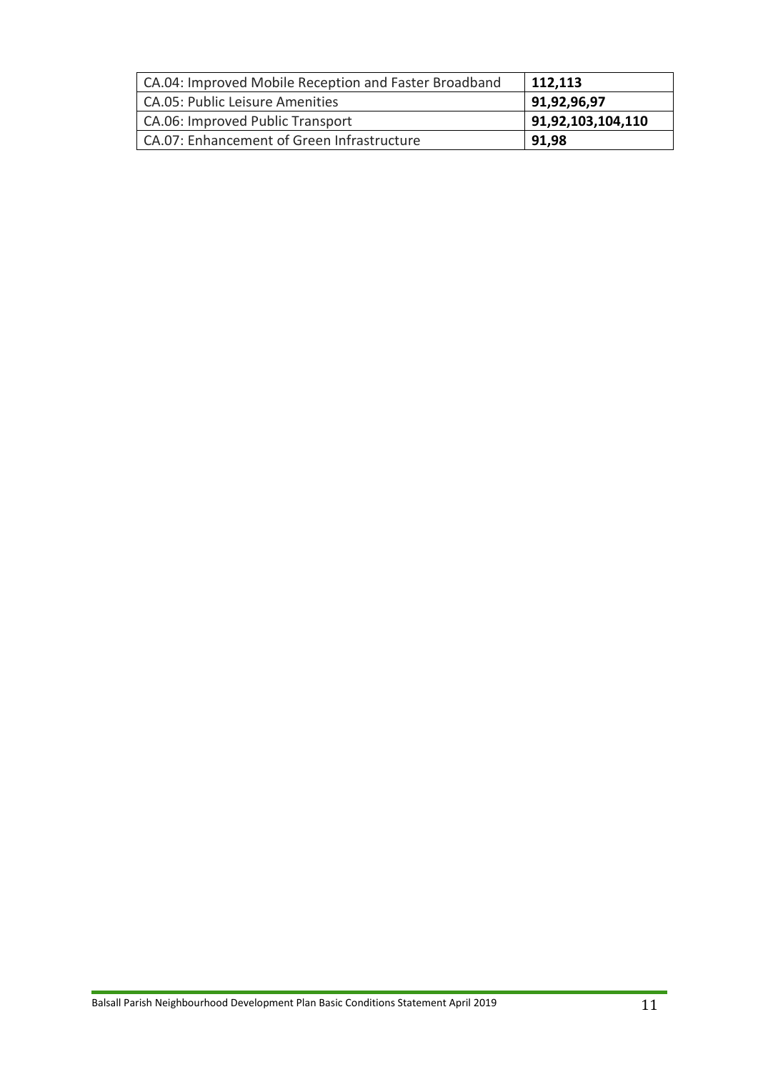| | |
|---|---|
| CA.04: Improved Mobile Reception and Faster Broadband | **112,113** |
| CA.05: Public Leisure Amenities | **91,92,96,97** |
| CA.06: Improved Public Transport | **91,92,103,104,110** |
| CA.07: Enhancement of Green Infrastructure | **91,98** |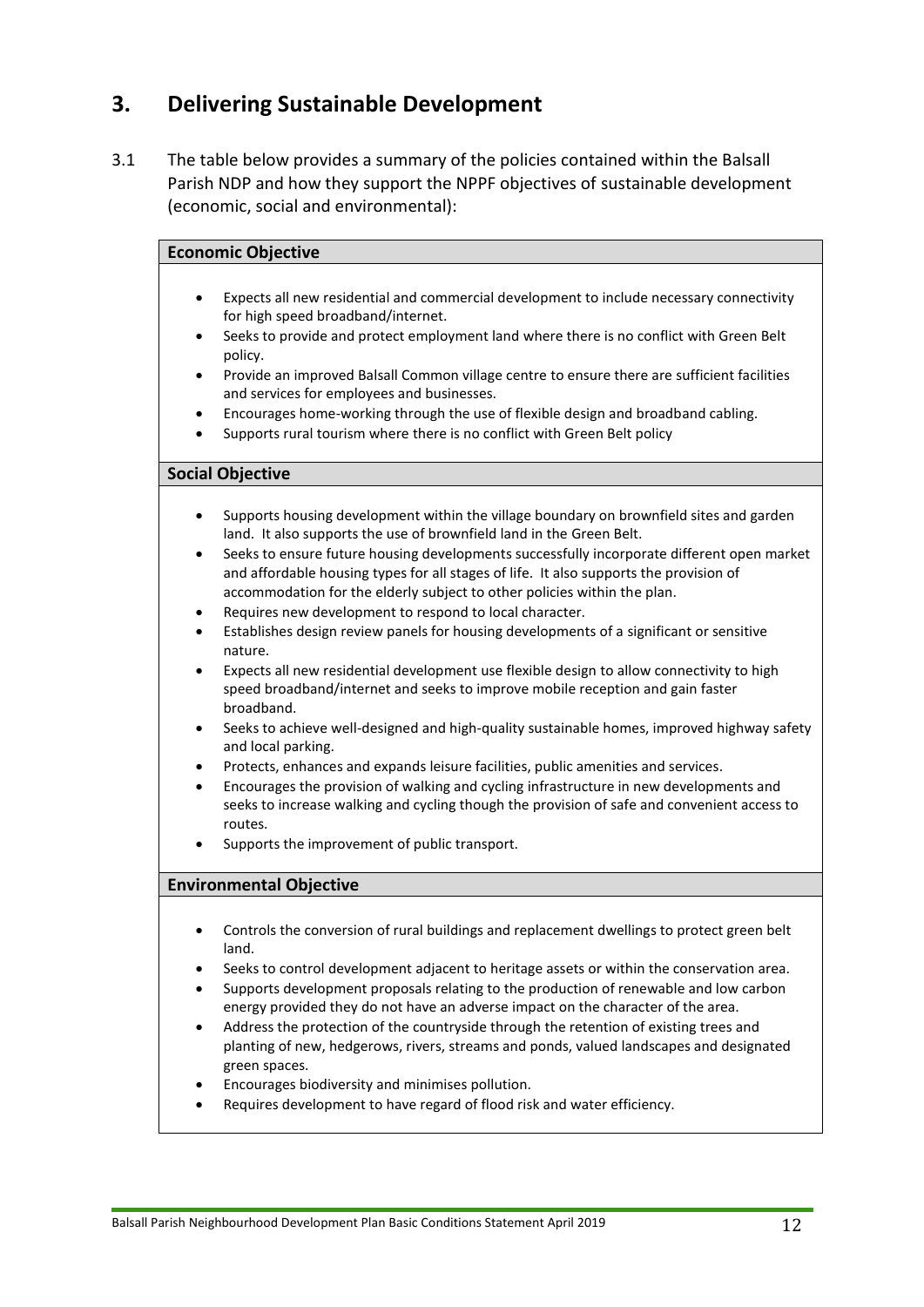## 3. Delivering Sustainable Development

3.1 The table below provides a summary of the policies contained within the Balsall Parish NDP and how they support the NPPF objectives of sustainable development (economic, social and environmental):

**Economic Objective**

- Expects all new residential and commercial development to include necessary connectivity for high speed broadband/internet.
- Seeks to provide and protect employment land where there is no conflict with Green Belt policy.
- Provide an improved Balsall Common village centre to ensure there are sufficient facilities and services for employees and businesses.
- Encourages home-working through the use of flexible design and broadband cabling.
- Supports rural tourism where there is no conflict with Green Belt policy

**Social Objective**

- Supports housing development within the village boundary on brownfield sites and garden land. It also supports the use of brownfield land in the Green Belt.
- Seeks to ensure future housing developments successfully incorporate different open market and affordable housing types for all stages of life. It also supports the provision of accommodation for the elderly subject to other policies within the plan.
- Requires new development to respond to local character.
- Establishes design review panels for housing developments of a significant or sensitive nature.
- Expects all new residential development use flexible design to allow connectivity to high speed broadband/internet and seeks to improve mobile reception and gain faster broadband.
- Seeks to achieve well-designed and high-quality sustainable homes, improved highway safety and local parking.
- Protects, enhances and expands leisure facilities, public amenities and services.
- Encourages the provision of walking and cycling infrastructure in new developments and seeks to increase walking and cycling though the provision of safe and convenient access to routes.
- Supports the improvement of public transport.

**Environmental Objective**

- Controls the conversion of rural buildings and replacement dwellings to protect green belt land.
- Seeks to control development adjacent to heritage assets or within the conservation area.
- Supports development proposals relating to the production of renewable and low carbon energy provided they do not have an adverse impact on the character of the area.
- Address the protection of the countryside through the retention of existing trees and planting of new, hedgerows, rivers, streams and ponds, valued landscapes and designated green spaces.
- Encourages biodiversity and minimises pollution.
- Requires development to have regard of flood risk and water efficiency.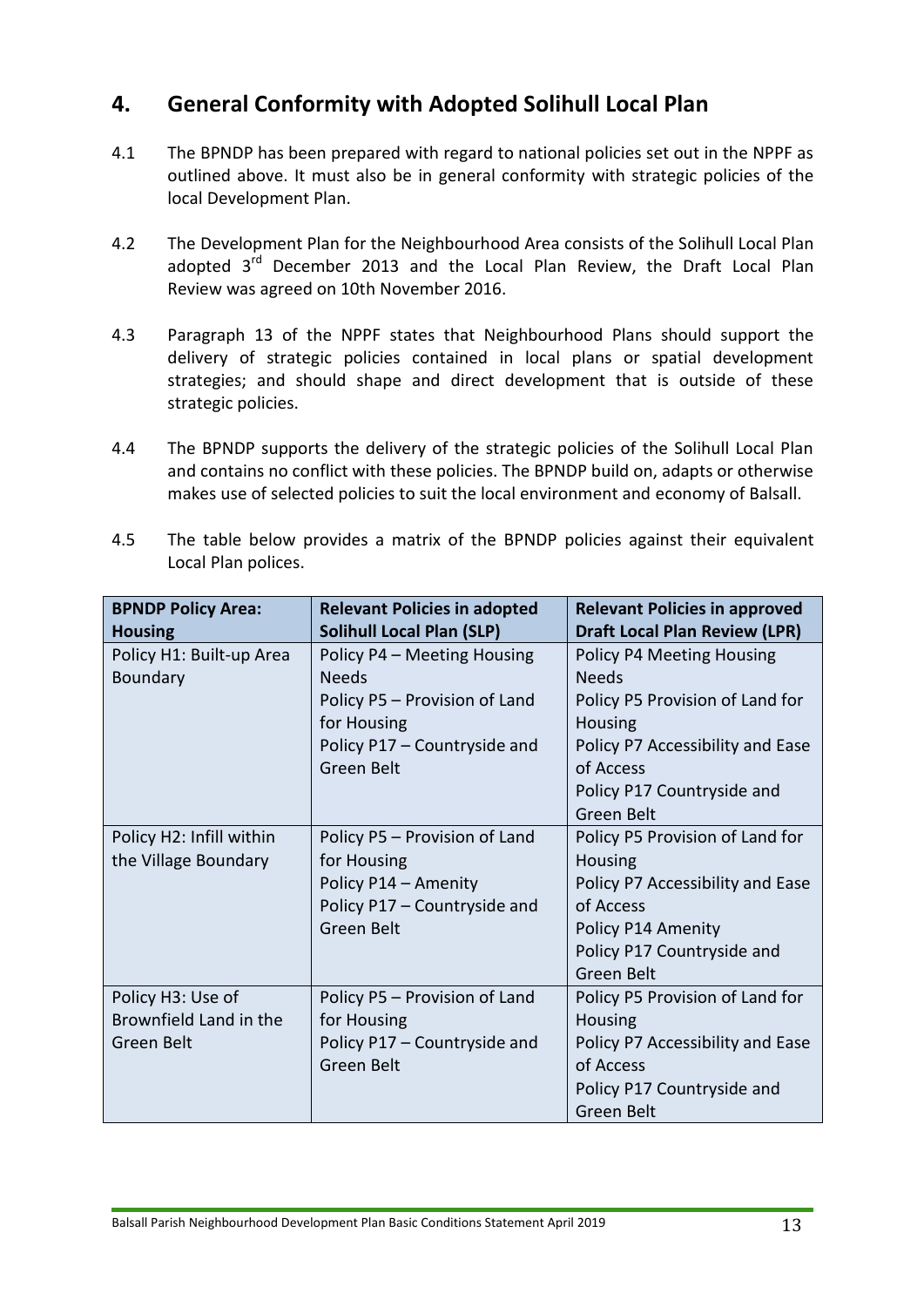## 4. General Conformity with Adopted Solihull Local Plan

4.1 The BPNDP has been prepared with regard to national policies set out in the NPPF as outlined above. It must also be in general conformity with strategic policies of the local Development Plan.

4.2 The Development Plan for the Neighbourhood Area consists of the Solihull Local Plan adopted 3rd December 2013 and the Local Plan Review, the Draft Local Plan Review was agreed on 10th November 2016.

4.3 Paragraph 13 of the NPPF states that Neighbourhood Plans should support the delivery of strategic policies contained in local plans or spatial development strategies; and should shape and direct development that is outside of these strategic policies.

4.4 The BPNDP supports the delivery of the strategic policies of the Solihull Local Plan and contains no conflict with these policies. The BPNDP build on, adapts or otherwise makes use of selected policies to suit the local environment and economy of Balsall.

4.5 The table below provides a matrix of the BPNDP policies against their equivalent Local Plan polices.

| **BPNDP Policy Area: Housing** | **Relevant Policies in adopted Solihull Local Plan (SLP)** | **Relevant Policies in approved Draft Local Plan Review (LPR)** |
|---|---|---|
| Policy H1: Built-up Area Boundary | Policy P4 – Meeting Housing Needs<br>Policy P5 – Provision of Land for Housing<br>Policy P17 – Countryside and Green Belt | Policy P4 Meeting Housing Needs<br>Policy P5 Provision of Land for Housing<br>Policy P7 Accessibility and Ease of Access<br>Policy P17 Countryside and Green Belt |
| Policy H2: Infill within the Village Boundary | Policy P5 – Provision of Land for Housing<br>Policy P14 – Amenity<br>Policy P17 – Countryside and Green Belt | Policy P5 Provision of Land for Housing<br>Policy P7 Accessibility and Ease of Access<br>Policy P14 Amenity<br>Policy P17 Countryside and Green Belt |
| Policy H3: Use of Brownfield Land in the Green Belt | Policy P5 – Provision of Land for Housing<br>Policy P17 – Countryside and Green Belt | Policy P5 Provision of Land for Housing<br>Policy P7 Accessibility and Ease of Access<br>Policy P17 Countryside and Green Belt |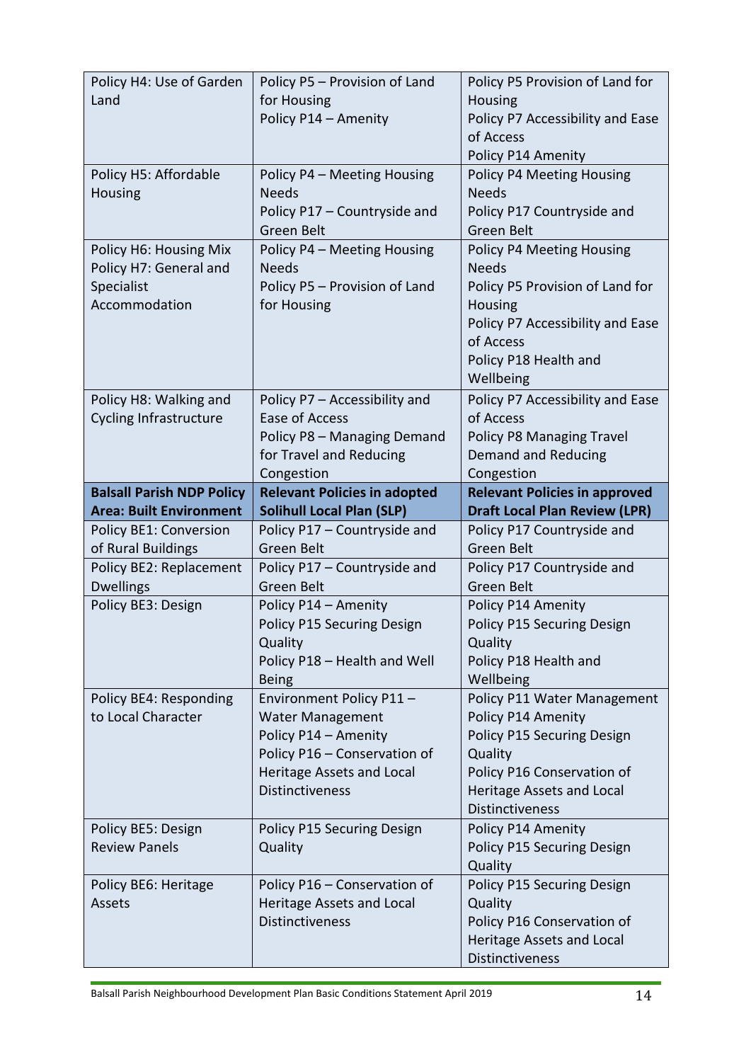| Policy H4: Use of Garden Land | Policy P5 – Provision of Land for Housing<br>Policy P14 – Amenity | Policy P5 Provision of Land for Housing<br>Policy P7 Accessibility and Ease of Access<br>Policy P14 Amenity |
|---|---|---|
| Policy H5: Affordable Housing | Policy P4 – Meeting Housing Needs<br>Policy P17 – Countryside and Green Belt | Policy P4 Meeting Housing Needs<br>Policy P17 Countryside and Green Belt |
| Policy H6: Housing Mix<br>Policy H7: General and Specialist Accommodation | Policy P4 – Meeting Housing Needs<br>Policy P5 – Provision of Land for Housing | Policy P4 Meeting Housing Needs<br>Policy P5 Provision of Land for Housing<br>Policy P7 Accessibility and Ease of Access<br>Policy P18 Health and Wellbeing |
| Policy H8: Walking and Cycling Infrastructure | Policy P7 – Accessibility and Ease of Access<br>Policy P8 – Managing Demand for Travel and Reducing Congestion | Policy P7 Accessibility and Ease of Access<br>Policy P8 Managing Travel Demand and Reducing Congestion |
| **Balsall Parish NDP Policy Area: Built Environment** | **Relevant Policies in adopted Solihull Local Plan (SLP)** | **Relevant Policies in approved Draft Local Plan Review (LPR)** |
| Policy BE1: Conversion of Rural Buildings | Policy P17 – Countryside and Green Belt | Policy P17 Countryside and Green Belt |
| Policy BE2: Replacement Dwellings | Policy P17 – Countryside and Green Belt | Policy P17 Countryside and Green Belt |
| Policy BE3: Design | Policy P14 – Amenity<br>Policy P15 Securing Design Quality<br>Policy P18 – Health and Well Being | Policy P14 Amenity<br>Policy P15 Securing Design Quality<br>Policy P18 Health and Wellbeing |
| Policy BE4: Responding to Local Character | Environment Policy P11 – Water Management<br>Policy P14 – Amenity<br>Policy P16 – Conservation of Heritage Assets and Local Distinctiveness | Policy P11 Water Management<br>Policy P14 Amenity<br>Policy P15 Securing Design Quality<br>Policy P16 Conservation of Heritage Assets and Local Distinctiveness |
| Policy BE5: Design Review Panels | Policy P15 Securing Design Quality | Policy P14 Amenity<br>Policy P15 Securing Design Quality |
| Policy BE6: Heritage Assets | Policy P16 – Conservation of Heritage Assets and Local Distinctiveness | Policy P15 Securing Design Quality<br>Policy P16 Conservation of Heritage Assets and Local Distinctiveness |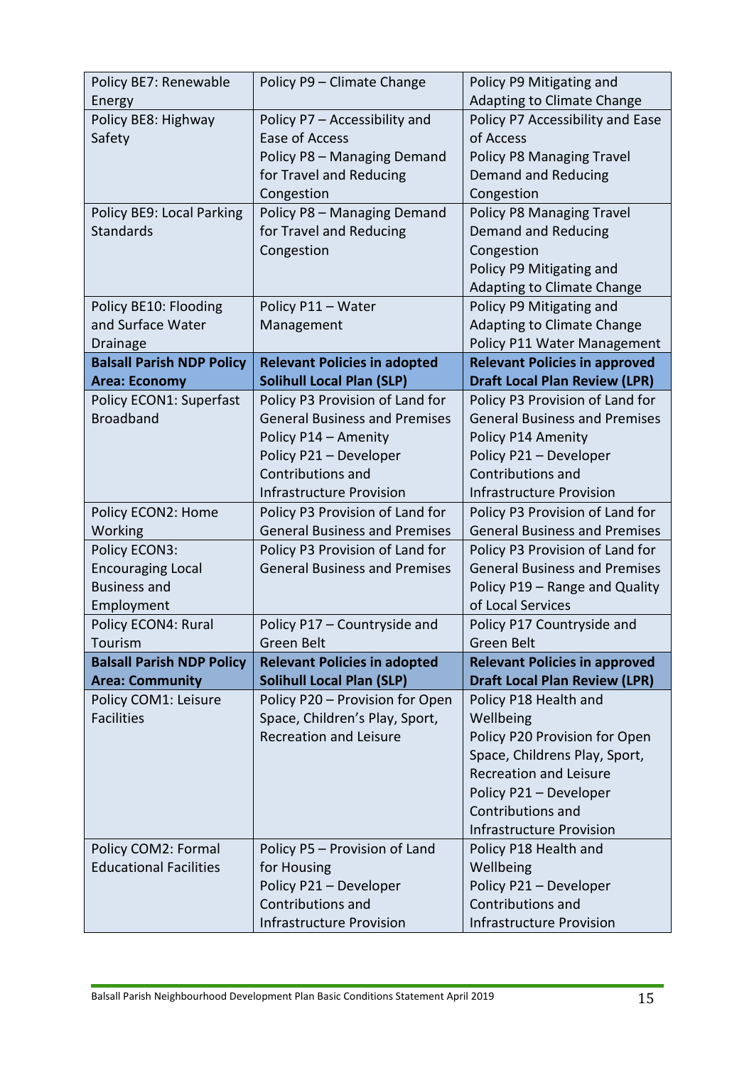| Policy BE7: Renewable Energy | Policy P9 – Climate Change | Policy P9 Mitigating and Adapting to Climate Change |
|---|---|---|
| Policy BE8: Highway Safety | Policy P7 – Accessibility and Ease of Access<br>Policy P8 – Managing Demand for Travel and Reducing Congestion | Policy P7 Accessibility and Ease of Access<br>Policy P8 Managing Travel Demand and Reducing Congestion |
| Policy BE9: Local Parking Standards | Policy P8 – Managing Demand for Travel and Reducing Congestion | Policy P8 Managing Travel Demand and Reducing Congestion<br>Policy P9 Mitigating and Adapting to Climate Change |
| Policy BE10: Flooding and Surface Water Drainage | Policy P11 – Water Management | Policy P9 Mitigating and Adapting to Climate Change<br>Policy P11 Water Management |
| **Balsall Parish NDP Policy Area: Economy** | **Relevant Policies in adopted Solihull Local Plan (SLP)** | **Relevant Policies in approved Draft Local Plan Review (LPR)** |
| Policy ECON1: Superfast Broadband | Policy P3 Provision of Land for General Business and Premises<br>Policy P14 – Amenity<br>Policy P21 – Developer Contributions and Infrastructure Provision | Policy P3 Provision of Land for General Business and Premises<br>Policy P14 Amenity<br>Policy P21 – Developer Contributions and Infrastructure Provision |
| Policy ECON2: Home Working | Policy P3 Provision of Land for General Business and Premises | Policy P3 Provision of Land for General Business and Premises |
| Policy ECON3: Encouraging Local Business and Employment | Policy P3 Provision of Land for General Business and Premises | Policy P3 Provision of Land for General Business and Premises<br>Policy P19 – Range and Quality of Local Services |
| Policy ECON4: Rural Tourism | Policy P17 – Countryside and Green Belt | Policy P17 Countryside and Green Belt |
| **Balsall Parish NDP Policy Area: Community** | **Relevant Policies in adopted Solihull Local Plan (SLP)** | **Relevant Policies in approved Draft Local Plan Review (LPR)** |
| Policy COM1: Leisure Facilities | Policy P20 – Provision for Open Space, Children's Play, Sport, Recreation and Leisure | Policy P18 Health and Wellbeing<br>Policy P20 Provision for Open Space, Childrens Play, Sport, Recreation and Leisure<br>Policy P21 – Developer Contributions and Infrastructure Provision |
| Policy COM2: Formal Educational Facilities | Policy P5 – Provision of Land for Housing<br>Policy P21 – Developer Contributions and Infrastructure Provision | Policy P18 Health and Wellbeing<br>Policy P21 – Developer Contributions and Infrastructure Provision |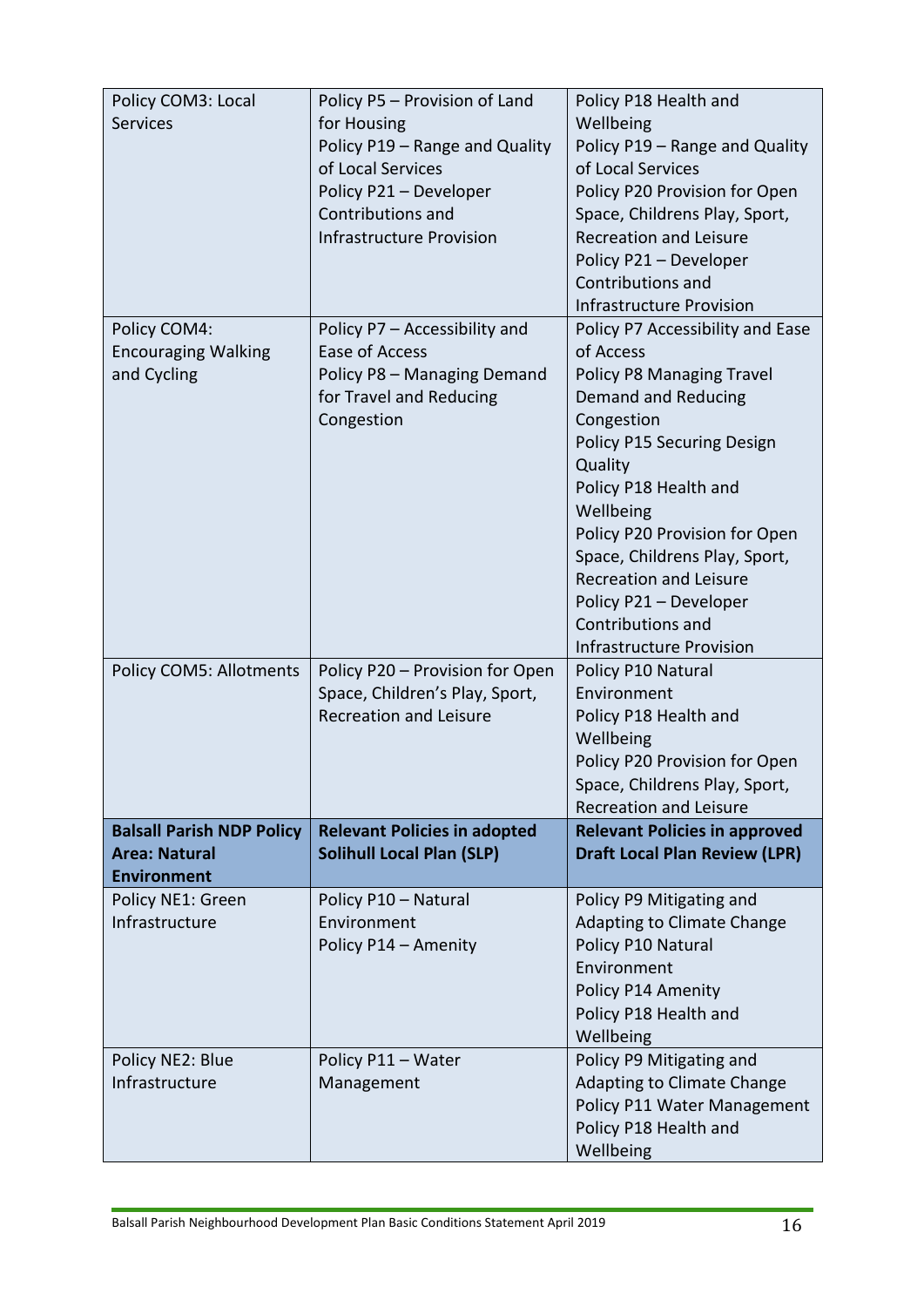| Policy COM3: Local Services | Policy P5 – Provision of Land for Housing<br>Policy P19 – Range and Quality of Local Services<br>Policy P21 – Developer Contributions and Infrastructure Provision | Policy P18 Health and Wellbeing<br>Policy P19 – Range and Quality of Local Services<br>Policy P20 Provision for Open Space, Childrens Play, Sport, Recreation and Leisure<br>Policy P21 – Developer Contributions and Infrastructure Provision |
|---|---|---|
| Policy COM4: Encouraging Walking and Cycling | Policy P7 – Accessibility and Ease of Access<br>Policy P8 – Managing Demand for Travel and Reducing Congestion | Policy P7 Accessibility and Ease of Access<br>Policy P8 Managing Travel Demand and Reducing Congestion<br>Policy P15 Securing Design Quality<br>Policy P18 Health and Wellbeing<br>Policy P20 Provision for Open Space, Childrens Play, Sport, Recreation and Leisure<br>Policy P21 – Developer Contributions and Infrastructure Provision |
| Policy COM5: Allotments | Policy P20 – Provision for Open Space, Children's Play, Sport, Recreation and Leisure | Policy P10 Natural Environment<br>Policy P18 Health and Wellbeing<br>Policy P20 Provision for Open Space, Childrens Play, Sport, Recreation and Leisure |
| **Balsall Parish NDP Policy Area: Natural Environment** | **Relevant Policies in adopted Solihull Local Plan (SLP)** | **Relevant Policies in approved Draft Local Plan Review (LPR)** |
| Policy NE1: Green Infrastructure | Policy P10 – Natural Environment<br>Policy P14 – Amenity | Policy P9 Mitigating and Adapting to Climate Change<br>Policy P10 Natural Environment<br>Policy P14 Amenity<br>Policy P18 Health and Wellbeing |
| Policy NE2: Blue Infrastructure | Policy P11 – Water Management | Policy P9 Mitigating and Adapting to Climate Change<br>Policy P11 Water Management<br>Policy P18 Health and Wellbeing |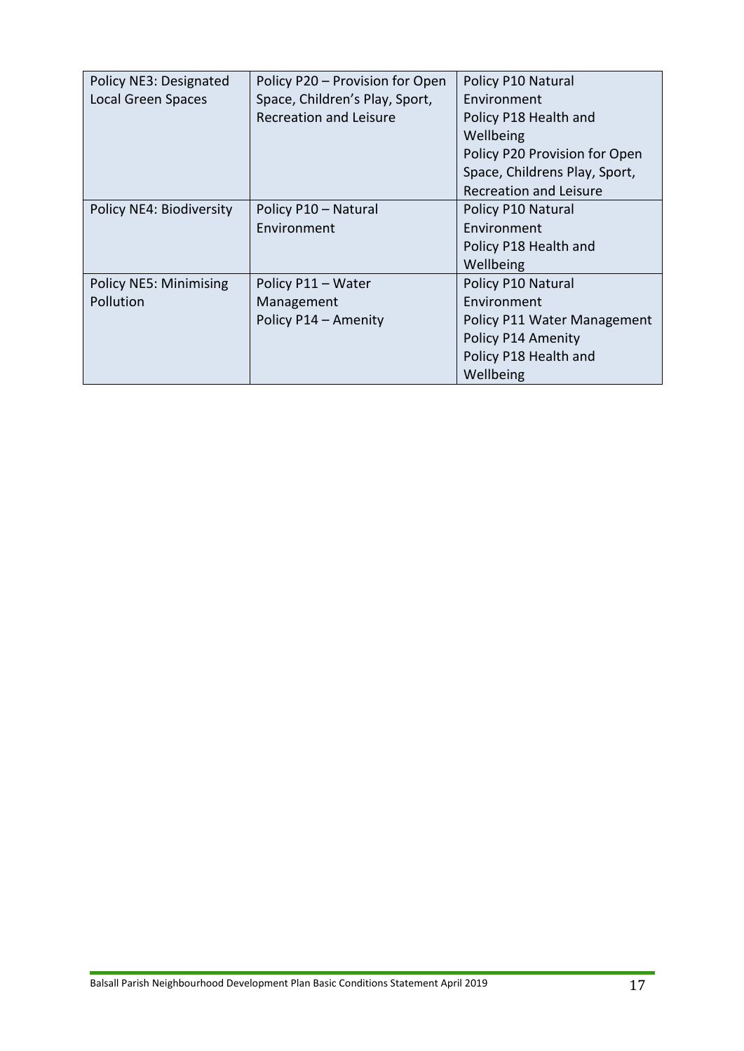| | | |
|---|---|---|
| Policy NE3: Designated Local Green Spaces | Policy P20 – Provision for Open Space, Children's Play, Sport, Recreation and Leisure | Policy P10 Natural Environment<br>Policy P18 Health and Wellbeing<br>Policy P20 Provision for Open Space, Childrens Play, Sport, Recreation and Leisure |
| Policy NE4: Biodiversity | Policy P10 – Natural Environment | Policy P10 Natural Environment<br>Policy P18 Health and Wellbeing |
| Policy NE5: Minimising Pollution | Policy P11 – Water Management<br>Policy P14 – Amenity | Policy P10 Natural Environment<br>Policy P11 Water Management<br>Policy P14 Amenity<br>Policy P18 Health and Wellbeing |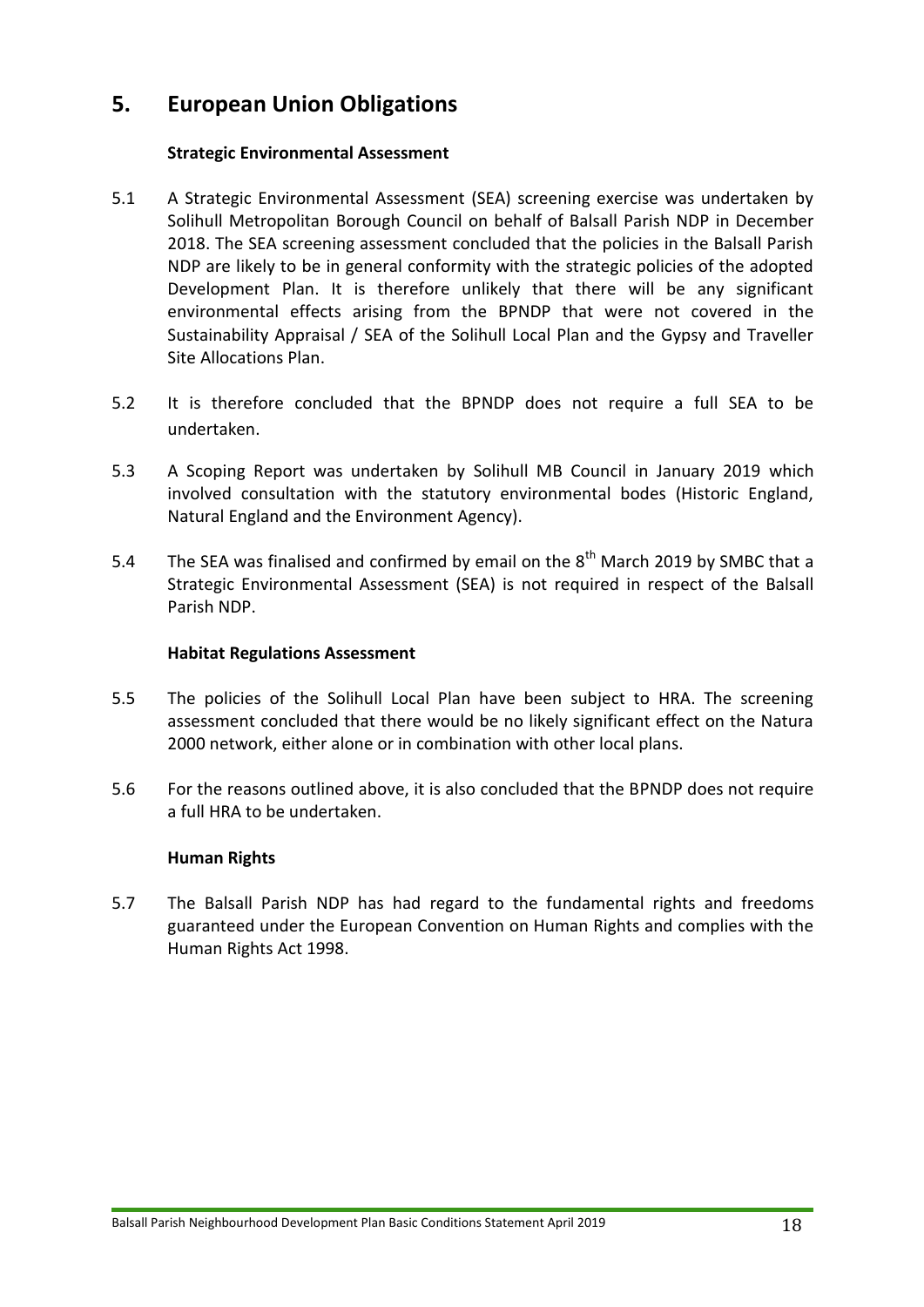## 5. European Union Obligations

### Strategic Environmental Assessment

5.1 A Strategic Environmental Assessment (SEA) screening exercise was undertaken by Solihull Metropolitan Borough Council on behalf of Balsall Parish NDP in December 2018. The SEA screening assessment concluded that the policies in the Balsall Parish NDP are likely to be in general conformity with the strategic policies of the adopted Development Plan. It is therefore unlikely that there will be any significant environmental effects arising from the BPNDP that were not covered in the Sustainability Appraisal / SEA of the Solihull Local Plan and the Gypsy and Traveller Site Allocations Plan.

5.2 It is therefore concluded that the BPNDP does not require a full SEA to be undertaken.

5.3 A Scoping Report was undertaken by Solihull MB Council in January 2019 which involved consultation with the statutory environmental bodes (Historic England, Natural England and the Environment Agency).

5.4 The SEA was finalised and confirmed by email on the 8th March 2019 by SMBC that a Strategic Environmental Assessment (SEA) is not required in respect of the Balsall Parish NDP.

### Habitat Regulations Assessment

5.5 The policies of the Solihull Local Plan have been subject to HRA. The screening assessment concluded that there would be no likely significant effect on the Natura 2000 network, either alone or in combination with other local plans.

5.6 For the reasons outlined above, it is also concluded that the BPNDP does not require a full HRA to be undertaken.

### Human Rights

5.7 The Balsall Parish NDP has had regard to the fundamental rights and freedoms guaranteed under the European Convention on Human Rights and complies with the Human Rights Act 1998.